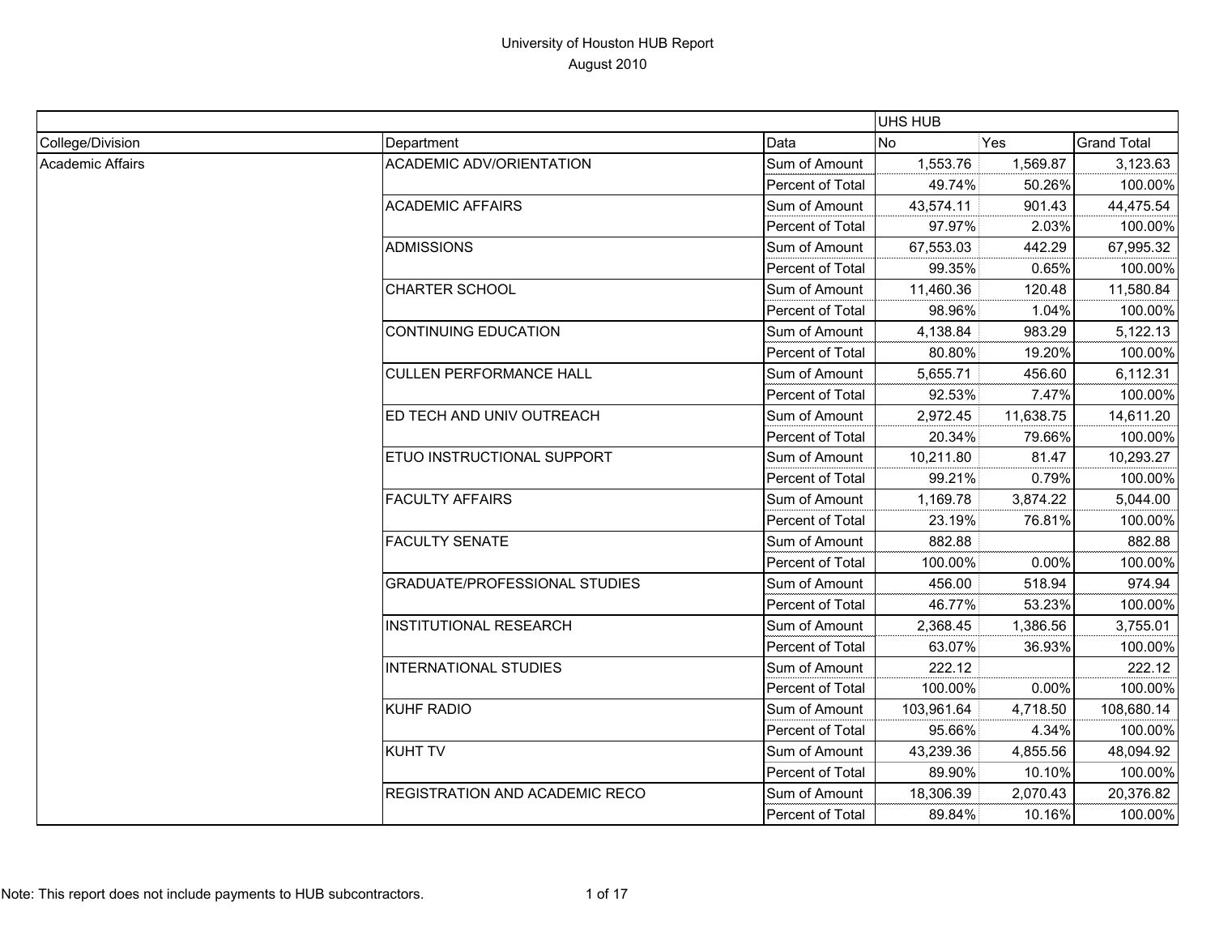# University of Houston HUB Report
August 2010

| | | | UHS HUB | | |
|---|---|---|---|---|---|
| College/Division | Department | Data | No | Yes | Grand Total |
| Academic Affairs | ACADEMIC ADV/ORIENTATION | Sum of Amount | 1,553.76 | 1,569.87 | 3,123.63 |
| | | Percent of Total | 49.74% | 50.26% | 100.00% |
| | ACADEMIC AFFAIRS | Sum of Amount | 43,574.11 | 901.43 | 44,475.54 |
| | | Percent of Total | 97.97% | 2.03% | 100.00% |
| | ADMISSIONS | Sum of Amount | 67,553.03 | 442.29 | 67,995.32 |
| | | Percent of Total | 99.35% | 0.65% | 100.00% |
| | CHARTER SCHOOL | Sum of Amount | 11,460.36 | 120.48 | 11,580.84 |
| | | Percent of Total | 98.96% | 1.04% | 100.00% |
| | CONTINUING EDUCATION | Sum of Amount | 4,138.84 | 983.29 | 5,122.13 |
| | | Percent of Total | 80.80% | 19.20% | 100.00% |
| | CULLEN PERFORMANCE HALL | Sum of Amount | 5,655.71 | 456.60 | 6,112.31 |
| | | Percent of Total | 92.53% | 7.47% | 100.00% |
| | ED TECH AND UNIV OUTREACH | Sum of Amount | 2,972.45 | 11,638.75 | 14,611.20 |
| | | Percent of Total | 20.34% | 79.66% | 100.00% |
| | ETUO INSTRUCTIONAL SUPPORT | Sum of Amount | 10,211.80 | 81.47 | 10,293.27 |
| | | Percent of Total | 99.21% | 0.79% | 100.00% |
| | FACULTY AFFAIRS | Sum of Amount | 1,169.78 | 3,874.22 | 5,044.00 |
| | | Percent of Total | 23.19% | 76.81% | 100.00% |
| | FACULTY SENATE | Sum of Amount | 882.88 | | 882.88 |
| | | Percent of Total | 100.00% | 0.00% | 100.00% |
| | GRADUATE/PROFESSIONAL STUDIES | Sum of Amount | 456.00 | 518.94 | 974.94 |
| | | Percent of Total | 46.77% | 53.23% | 100.00% |
| | INSTITUTIONAL RESEARCH | Sum of Amount | 2,368.45 | 1,386.56 | 3,755.01 |
| | | Percent of Total | 63.07% | 36.93% | 100.00% |
| | INTERNATIONAL STUDIES | Sum of Amount | 222.12 | | 222.12 |
| | | Percent of Total | 100.00% | 0.00% | 100.00% |
| | KUHF RADIO | Sum of Amount | 103,961.64 | 4,718.50 | 108,680.14 |
| | | Percent of Total | 95.66% | 4.34% | 100.00% |
| | KUHT TV | Sum of Amount | 43,239.36 | 4,855.56 | 48,094.92 |
| | | Percent of Total | 89.90% | 10.10% | 100.00% |
| | REGISTRATION AND ACADEMIC RECO | Sum of Amount | 18,306.39 | 2,070.43 | 20,376.82 |
| | | Percent of Total | 89.84% | 10.16% | 100.00% |

Note: This report does not include payments to HUB subcontractors.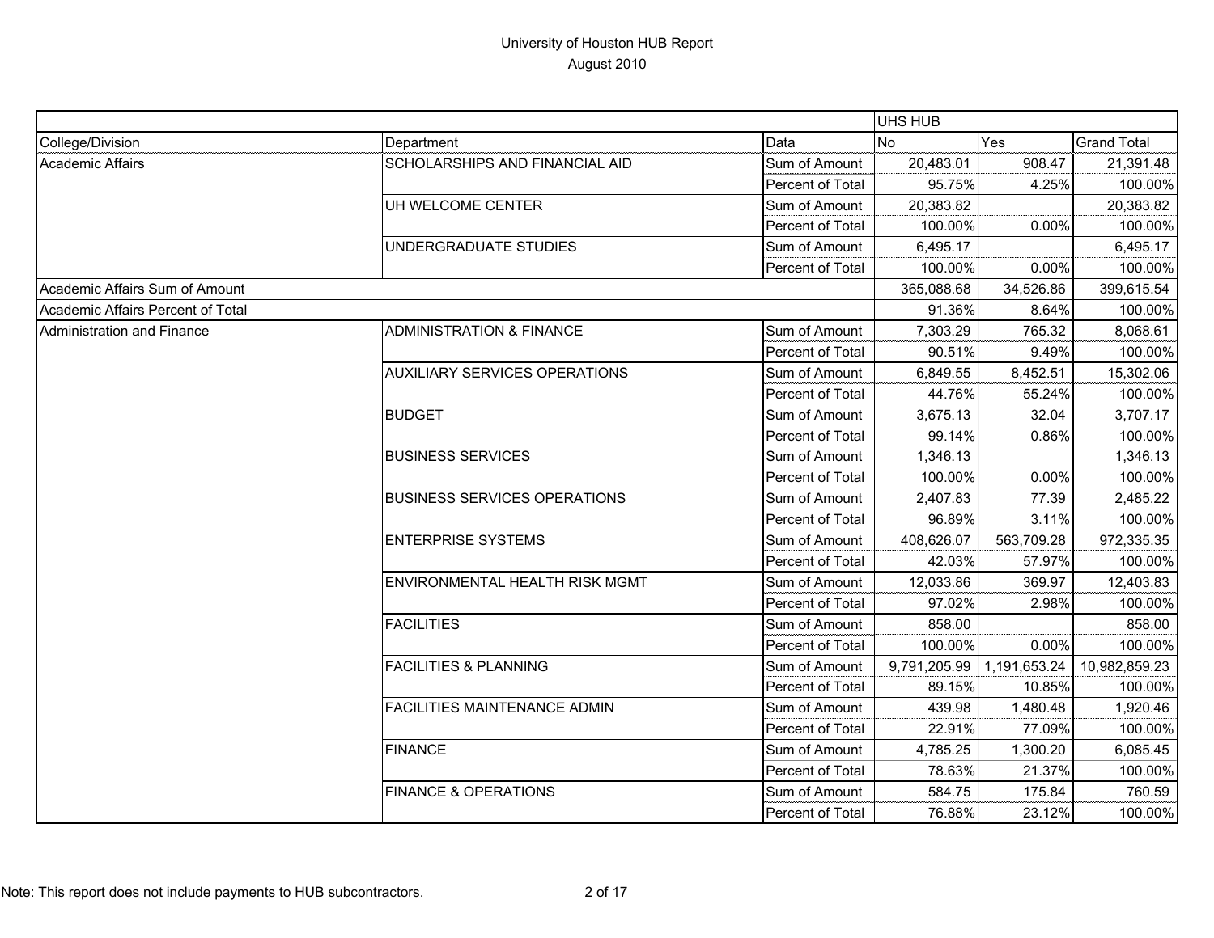# University of Houston HUB Report
August 2010

| | | | UHS HUB | | |
|---|---|---|---|---|---|
| College/Division | Department | Data | No | Yes | Grand Total |
| Academic Affairs | SCHOLARSHIPS AND FINANCIAL AID | Sum of Amount | 20,483.01 | 908.47 | 21,391.48 |
| | | Percent of Total | 95.75% | 4.25% | 100.00% |
| | UH WELCOME CENTER | Sum of Amount | 20,383.82 | | 20,383.82 |
| | | Percent of Total | 100.00% | 0.00% | 100.00% |
| | UNDERGRADUATE STUDIES | Sum of Amount | 6,495.17 | | 6,495.17 |
| | | Percent of Total | 100.00% | 0.00% | 100.00% |
| Academic Affairs Sum of Amount | | | 365,088.68 | 34,526.86 | 399,615.54 |
| Academic Affairs Percent of Total | | | 91.36% | 8.64% | 100.00% |
| Administration and Finance | ADMINISTRATION & FINANCE | Sum of Amount | 7,303.29 | 765.32 | 8,068.61 |
| | | Percent of Total | 90.51% | 9.49% | 100.00% |
| | AUXILIARY SERVICES OPERATIONS | Sum of Amount | 6,849.55 | 8,452.51 | 15,302.06 |
| | | Percent of Total | 44.76% | 55.24% | 100.00% |
| | BUDGET | Sum of Amount | 3,675.13 | 32.04 | 3,707.17 |
| | | Percent of Total | 99.14% | 0.86% | 100.00% |
| | BUSINESS SERVICES | Sum of Amount | 1,346.13 | | 1,346.13 |
| | | Percent of Total | 100.00% | 0.00% | 100.00% |
| | BUSINESS SERVICES OPERATIONS | Sum of Amount | 2,407.83 | 77.39 | 2,485.22 |
| | | Percent of Total | 96.89% | 3.11% | 100.00% |
| | ENTERPRISE SYSTEMS | Sum of Amount | 408,626.07 | 563,709.28 | 972,335.35 |
| | | Percent of Total | 42.03% | 57.97% | 100.00% |
| | ENVIRONMENTAL HEALTH RISK MGMT | Sum of Amount | 12,033.86 | 369.97 | 12,403.83 |
| | | Percent of Total | 97.02% | 2.98% | 100.00% |
| | FACILITIES | Sum of Amount | 858.00 | | 858.00 |
| | | Percent of Total | 100.00% | 0.00% | 100.00% |
| | FACILITIES & PLANNING | Sum of Amount | 9,791,205.99 | 1,191,653.24 | 10,982,859.23 |
| | | Percent of Total | 89.15% | 10.85% | 100.00% |
| | FACILITIES MAINTENANCE ADMIN | Sum of Amount | 439.98 | 1,480.48 | 1,920.46 |
| | | Percent of Total | 22.91% | 77.09% | 100.00% |
| | FINANCE | Sum of Amount | 4,785.25 | 1,300.20 | 6,085.45 |
| | | Percent of Total | 78.63% | 21.37% | 100.00% |
| | FINANCE & OPERATIONS | Sum of Amount | 584.75 | 175.84 | 760.59 |
| | | Percent of Total | 76.88% | 23.12% | 100.00% |

Note: This report does not include payments to HUB subcontractors.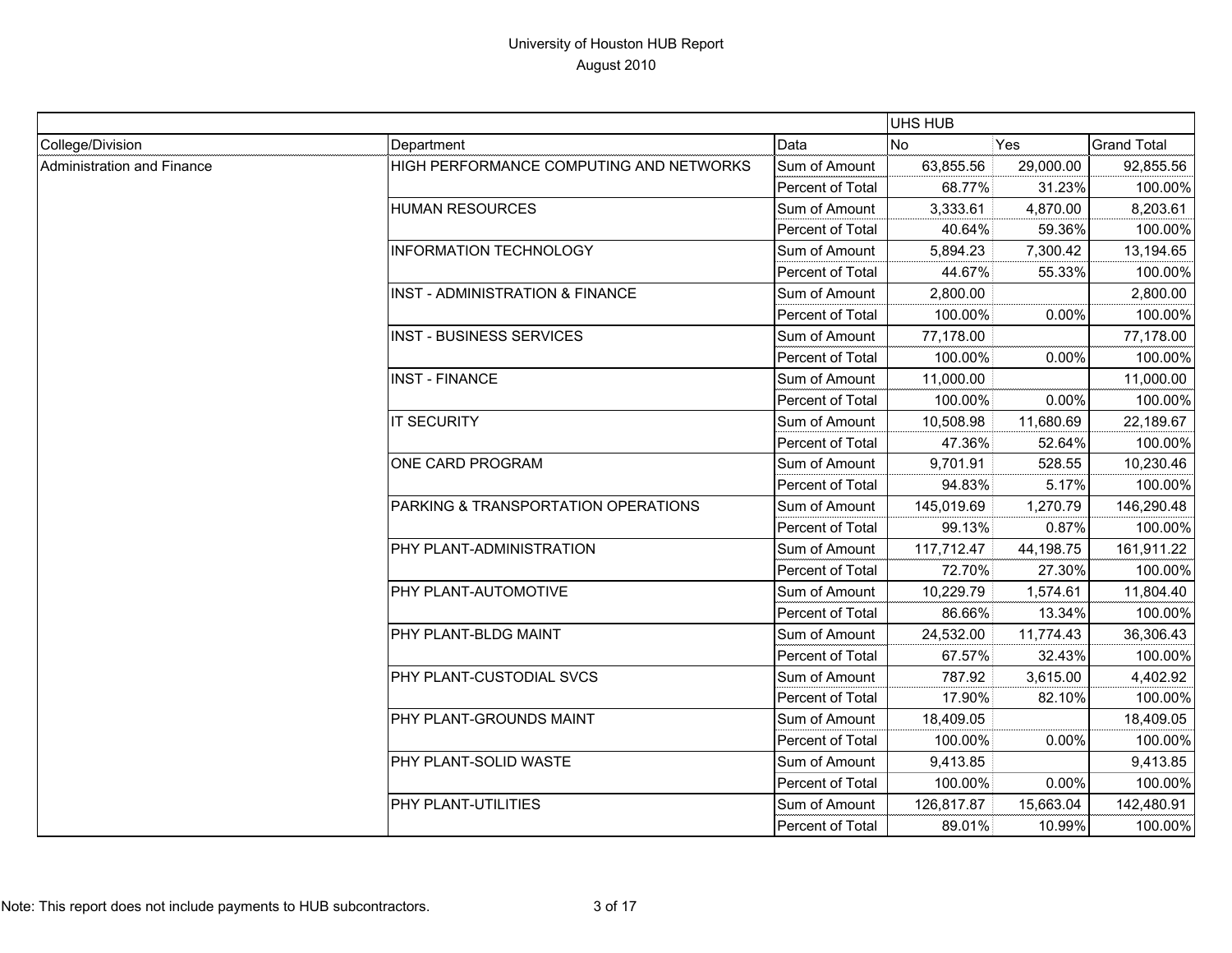# University of Houston HUB Report

August 2010

| | | | UHS HUB | | |
|---|---|---|---|---|---|
| College/Division | Department | Data | No | Yes | Grand Total |
| Administration and Finance | HIGH PERFORMANCE COMPUTING AND NETWORKS | Sum of Amount | 63,855.56 | 29,000.00 | 92,855.56 |
| | | Percent of Total | 68.77% | 31.23% | 100.00% |
| | HUMAN RESOURCES | Sum of Amount | 3,333.61 | 4,870.00 | 8,203.61 |
| | | Percent of Total | 40.64% | 59.36% | 100.00% |
| | INFORMATION TECHNOLOGY | Sum of Amount | 5,894.23 | 7,300.42 | 13,194.65 |
| | | Percent of Total | 44.67% | 55.33% | 100.00% |
| | INST - ADMINISTRATION & FINANCE | Sum of Amount | 2,800.00 | | 2,800.00 |
| | | Percent of Total | 100.00% | 0.00% | 100.00% |
| | INST - BUSINESS SERVICES | Sum of Amount | 77,178.00 | | 77,178.00 |
| | | Percent of Total | 100.00% | 0.00% | 100.00% |
| | INST - FINANCE | Sum of Amount | 11,000.00 | | 11,000.00 |
| | | Percent of Total | 100.00% | 0.00% | 100.00% |
| | IT SECURITY | Sum of Amount | 10,508.98 | 11,680.69 | 22,189.67 |
| | | Percent of Total | 47.36% | 52.64% | 100.00% |
| | ONE CARD PROGRAM | Sum of Amount | 9,701.91 | 528.55 | 10,230.46 |
| | | Percent of Total | 94.83% | 5.17% | 100.00% |
| | PARKING & TRANSPORTATION OPERATIONS | Sum of Amount | 145,019.69 | 1,270.79 | 146,290.48 |
| | | Percent of Total | 99.13% | 0.87% | 100.00% |
| | PHY PLANT-ADMINISTRATION | Sum of Amount | 117,712.47 | 44,198.75 | 161,911.22 |
| | | Percent of Total | 72.70% | 27.30% | 100.00% |
| | PHY PLANT-AUTOMOTIVE | Sum of Amount | 10,229.79 | 1,574.61 | 11,804.40 |
| | | Percent of Total | 86.66% | 13.34% | 100.00% |
| | PHY PLANT-BLDG MAINT | Sum of Amount | 24,532.00 | 11,774.43 | 36,306.43 |
| | | Percent of Total | 67.57% | 32.43% | 100.00% |
| | PHY PLANT-CUSTODIAL SVCS | Sum of Amount | 787.92 | 3,615.00 | 4,402.92 |
| | | Percent of Total | 17.90% | 82.10% | 100.00% |
| | PHY PLANT-GROUNDS MAINT | Sum of Amount | 18,409.05 | | 18,409.05 |
| | | Percent of Total | 100.00% | 0.00% | 100.00% |
| | PHY PLANT-SOLID WASTE | Sum of Amount | 9,413.85 | | 9,413.85 |
| | | Percent of Total | 100.00% | 0.00% | 100.00% |
| | PHY PLANT-UTILITIES | Sum of Amount | 126,817.87 | 15,663.04 | 142,480.91 |
| | | Percent of Total | 89.01% | 10.99% | 100.00% |

Note: This report does not include payments to HUB subcontractors.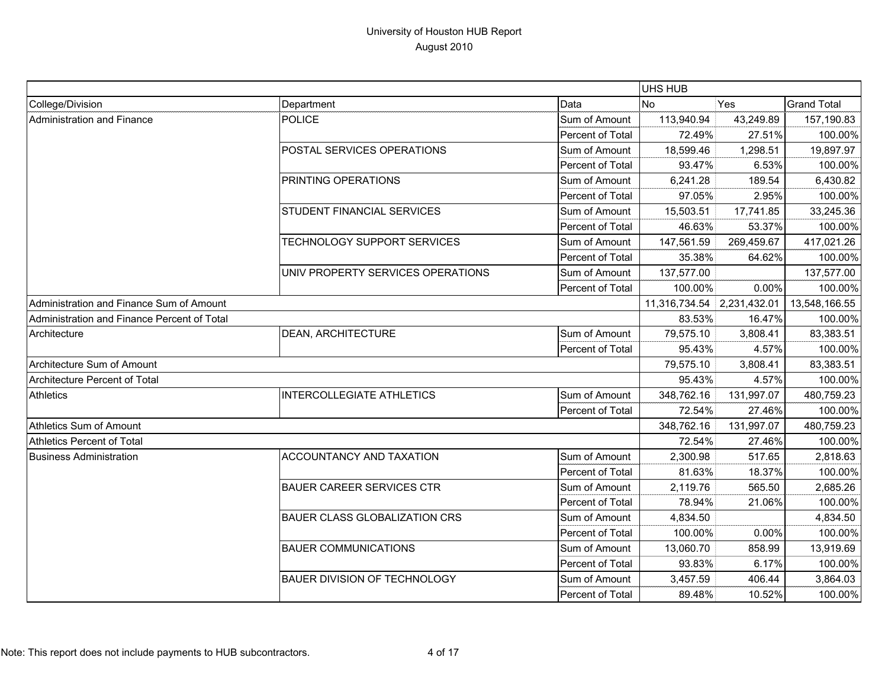# University of Houston HUB Report

August 2010

| | | | UHS HUB | | |
|---|---|---|---|---|---|
| College/Division | Department | Data | No | Yes | Grand Total |
| Administration and Finance | POLICE | Sum of Amount | 113,940.94 | 43,249.89 | 157,190.83 |
| | | Percent of Total | 72.49% | 27.51% | 100.00% |
| | POSTAL SERVICES OPERATIONS | Sum of Amount | 18,599.46 | 1,298.51 | 19,897.97 |
| | | Percent of Total | 93.47% | 6.53% | 100.00% |
| | PRINTING OPERATIONS | Sum of Amount | 6,241.28 | 189.54 | 6,430.82 |
| | | Percent of Total | 97.05% | 2.95% | 100.00% |
| | STUDENT FINANCIAL SERVICES | Sum of Amount | 15,503.51 | 17,741.85 | 33,245.36 |
| | | Percent of Total | 46.63% | 53.37% | 100.00% |
| | TECHNOLOGY SUPPORT SERVICES | Sum of Amount | 147,561.59 | 269,459.67 | 417,021.26 |
| | | Percent of Total | 35.38% | 64.62% | 100.00% |
| | UNIV PROPERTY SERVICES OPERATIONS | Sum of Amount | 137,577.00 | | 137,577.00 |
| | | Percent of Total | 100.00% | 0.00% | 100.00% |
| Administration and Finance Sum of Amount | | | 11,316,734.54 | 2,231,432.01 | 13,548,166.55 |
| Administration and Finance Percent of Total | | | 83.53% | 16.47% | 100.00% |
| Architecture | DEAN, ARCHITECTURE | Sum of Amount | 79,575.10 | 3,808.41 | 83,383.51 |
| | | Percent of Total | 95.43% | 4.57% | 100.00% |
| Architecture Sum of Amount | | | 79,575.10 | 3,808.41 | 83,383.51 |
| Architecture Percent of Total | | | 95.43% | 4.57% | 100.00% |
| Athletics | INTERCOLLEGIATE ATHLETICS | Sum of Amount | 348,762.16 | 131,997.07 | 480,759.23 |
| | | Percent of Total | 72.54% | 27.46% | 100.00% |
| Athletics Sum of Amount | | | 348,762.16 | 131,997.07 | 480,759.23 |
| Athletics Percent of Total | | | 72.54% | 27.46% | 100.00% |
| Business Administration | ACCOUNTANCY AND TAXATION | Sum of Amount | 2,300.98 | 517.65 | 2,818.63 |
| | | Percent of Total | 81.63% | 18.37% | 100.00% |
| | BAUER CAREER SERVICES CTR | Sum of Amount | 2,119.76 | 565.50 | 2,685.26 |
| | | Percent of Total | 78.94% | 21.06% | 100.00% |
| | BAUER CLASS GLOBALIZATION CRS | Sum of Amount | 4,834.50 | | 4,834.50 |
| | | Percent of Total | 100.00% | 0.00% | 100.00% |
| | BAUER COMMUNICATIONS | Sum of Amount | 13,060.70 | 858.99 | 13,919.69 |
| | | Percent of Total | 93.83% | 6.17% | 100.00% |
| | BAUER DIVISION OF TECHNOLOGY | Sum of Amount | 3,457.59 | 406.44 | 3,864.03 |
| | | Percent of Total | 89.48% | 10.52% | 100.00% |

Note: This report does not include payments to HUB subcontractors.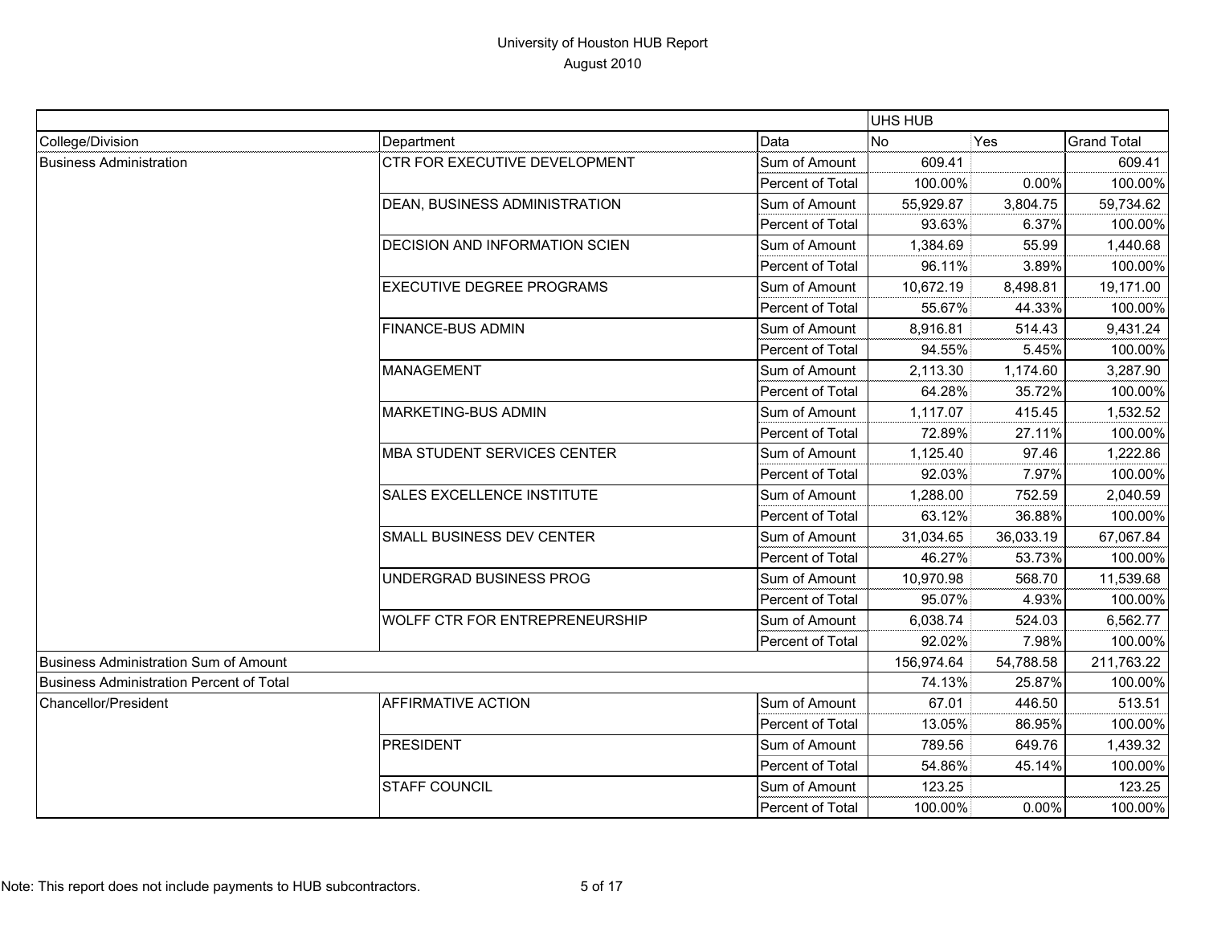# University of Houston HUB Report
August 2010

| | | | UHS HUB | | |
|---|---|---|---|---|---|
| College/Division | Department | Data | No | Yes | Grand Total |
| Business Administration | CTR FOR EXECUTIVE DEVELOPMENT | Sum of Amount | 609.41 | | 609.41 |
| | | Percent of Total | 100.00% | 0.00% | 100.00% |
| | DEAN, BUSINESS ADMINISTRATION | Sum of Amount | 55,929.87 | 3,804.75 | 59,734.62 |
| | | Percent of Total | 93.63% | 6.37% | 100.00% |
| | DECISION AND INFORMATION SCIEN | Sum of Amount | 1,384.69 | 55.99 | 1,440.68 |
| | | Percent of Total | 96.11% | 3.89% | 100.00% |
| | EXECUTIVE DEGREE PROGRAMS | Sum of Amount | 10,672.19 | 8,498.81 | 19,171.00 |
| | | Percent of Total | 55.67% | 44.33% | 100.00% |
| | FINANCE-BUS ADMIN | Sum of Amount | 8,916.81 | 514.43 | 9,431.24 |
| | | Percent of Total | 94.55% | 5.45% | 100.00% |
| | MANAGEMENT | Sum of Amount | 2,113.30 | 1,174.60 | 3,287.90 |
| | | Percent of Total | 64.28% | 35.72% | 100.00% |
| | MARKETING-BUS ADMIN | Sum of Amount | 1,117.07 | 415.45 | 1,532.52 |
| | | Percent of Total | 72.89% | 27.11% | 100.00% |
| | MBA STUDENT SERVICES CENTER | Sum of Amount | 1,125.40 | 97.46 | 1,222.86 |
| | | Percent of Total | 92.03% | 7.97% | 100.00% |
| | SALES EXCELLENCE INSTITUTE | Sum of Amount | 1,288.00 | 752.59 | 2,040.59 |
| | | Percent of Total | 63.12% | 36.88% | 100.00% |
| | SMALL BUSINESS DEV CENTER | Sum of Amount | 31,034.65 | 36,033.19 | 67,067.84 |
| | | Percent of Total | 46.27% | 53.73% | 100.00% |
| | UNDERGRAD BUSINESS PROG | Sum of Amount | 10,970.98 | 568.70 | 11,539.68 |
| | | Percent of Total | 95.07% | 4.93% | 100.00% |
| | WOLFF CTR FOR ENTREPRENEURSHIP | Sum of Amount | 6,038.74 | 524.03 | 6,562.77 |
| | | Percent of Total | 92.02% | 7.98% | 100.00% |
| Business Administration Sum of Amount | | | 156,974.64 | 54,788.58 | 211,763.22 |
| Business Administration Percent of Total | | | 74.13% | 25.87% | 100.00% |
| Chancellor/President | AFFIRMATIVE ACTION | Sum of Amount | 67.01 | 446.50 | 513.51 |
| | | Percent of Total | 13.05% | 86.95% | 100.00% |
| | PRESIDENT | Sum of Amount | 789.56 | 649.76 | 1,439.32 |
| | | Percent of Total | 54.86% | 45.14% | 100.00% |
| | STAFF COUNCIL | Sum of Amount | 123.25 | | 123.25 |
| | | Percent of Total | 100.00% | 0.00% | 100.00% |

Note: This report does not include payments to HUB subcontractors.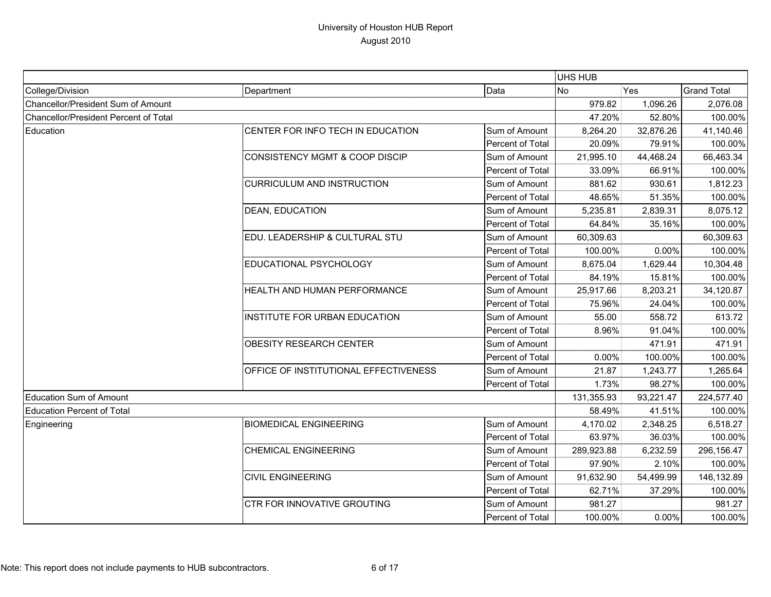# University of Houston HUB Report
## August 2010

| | | | UHS HUB | | |
|---|---|---|---|---|---|
| College/Division | Department | Data | No | Yes | Grand Total |
| Chancellor/President Sum of Amount | | | 979.82 | 1,096.26 | 2,076.08 |
| Chancellor/President Percent of Total | | | 47.20% | 52.80% | 100.00% |
| Education | CENTER FOR INFO TECH IN EDUCATION | Sum of Amount | 8,264.20 | 32,876.26 | 41,140.46 |
| | | Percent of Total | 20.09% | 79.91% | 100.00% |
| | CONSISTENCY MGMT & COOP DISCIP | Sum of Amount | 21,995.10 | 44,468.24 | 66,463.34 |
| | | Percent of Total | 33.09% | 66.91% | 100.00% |
| | CURRICULUM AND INSTRUCTION | Sum of Amount | 881.62 | 930.61 | 1,812.23 |
| | | Percent of Total | 48.65% | 51.35% | 100.00% |
| | DEAN, EDUCATION | Sum of Amount | 5,235.81 | 2,839.31 | 8,075.12 |
| | | Percent of Total | 64.84% | 35.16% | 100.00% |
| | EDU. LEADERSHIP & CULTURAL STU | Sum of Amount | 60,309.63 | | 60,309.63 |
| | | Percent of Total | 100.00% | 0.00% | 100.00% |
| | EDUCATIONAL PSYCHOLOGY | Sum of Amount | 8,675.04 | 1,629.44 | 10,304.48 |
| | | Percent of Total | 84.19% | 15.81% | 100.00% |
| | HEALTH AND HUMAN PERFORMANCE | Sum of Amount | 25,917.66 | 8,203.21 | 34,120.87 |
| | | Percent of Total | 75.96% | 24.04% | 100.00% |
| | INSTITUTE FOR URBAN EDUCATION | Sum of Amount | 55.00 | 558.72 | 613.72 |
| | | Percent of Total | 8.96% | 91.04% | 100.00% |
| | OBESITY RESEARCH CENTER | Sum of Amount | | 471.91 | 471.91 |
| | | Percent of Total | 0.00% | 100.00% | 100.00% |
| | OFFICE OF INSTITUTIONAL EFFECTIVENESS | Sum of Amount | 21.87 | 1,243.77 | 1,265.64 |
| | | Percent of Total | 1.73% | 98.27% | 100.00% |
| Education Sum of Amount | | | 131,355.93 | 93,221.47 | 224,577.40 |
| Education Percent of Total | | | 58.49% | 41.51% | 100.00% |
| Engineering | BIOMEDICAL ENGINEERING | Sum of Amount | 4,170.02 | 2,348.25 | 6,518.27 |
| | | Percent of Total | 63.97% | 36.03% | 100.00% |
| | CHEMICAL ENGINEERING | Sum of Amount | 289,923.88 | 6,232.59 | 296,156.47 |
| | | Percent of Total | 97.90% | 2.10% | 100.00% |
| | CIVIL ENGINEERING | Sum of Amount | 91,632.90 | 54,499.99 | 146,132.89 |
| | | Percent of Total | 62.71% | 37.29% | 100.00% |
| | CTR FOR INNOVATIVE GROUTING | Sum of Amount | 981.27 | | 981.27 |
| | | Percent of Total | 100.00% | 0.00% | 100.00% |

Note: This report does not include payments to HUB subcontractors.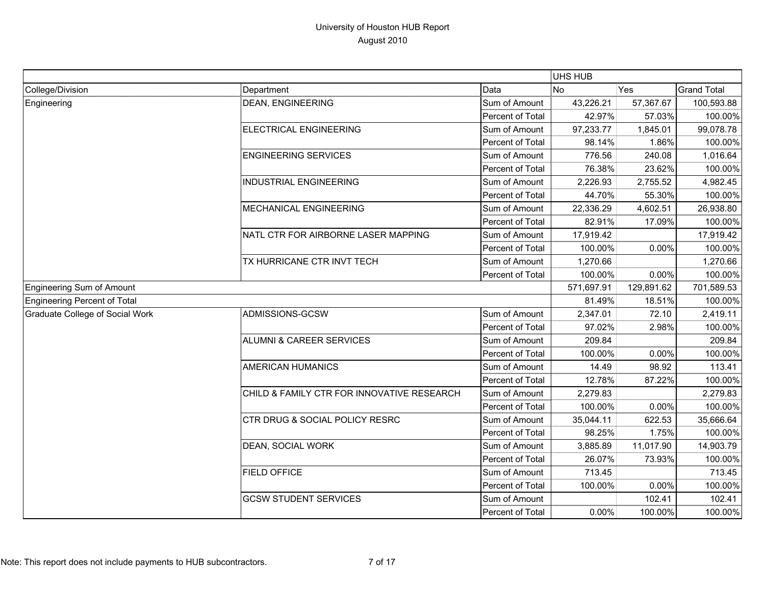# University of Houston HUB Report

August 2010

| | | | UHS HUB | | |
|---|---|---|---|---|---|
| College/Division | Department | Data | No | Yes | Grand Total |
| Engineering | DEAN, ENGINEERING | Sum of Amount | 43,226.21 | 57,367.67 | 100,593.88 |
| | | Percent of Total | 42.97% | 57.03% | 100.00% |
| | ELECTRICAL ENGINEERING | Sum of Amount | 97,233.77 | 1,845.01 | 99,078.78 |
| | | Percent of Total | 98.14% | 1.86% | 100.00% |
| | ENGINEERING SERVICES | Sum of Amount | 776.56 | 240.08 | 1,016.64 |
| | | Percent of Total | 76.38% | 23.62% | 100.00% |
| | INDUSTRIAL ENGINEERING | Sum of Amount | 2,226.93 | 2,755.52 | 4,982.45 |
| | | Percent of Total | 44.70% | 55.30% | 100.00% |
| | MECHANICAL ENGINEERING | Sum of Amount | 22,336.29 | 4,602.51 | 26,938.80 |
| | | Percent of Total | 82.91% | 17.09% | 100.00% |
| | NATL CTR FOR AIRBORNE LASER MAPPING | Sum of Amount | 17,919.42 | | 17,919.42 |
| | | Percent of Total | 100.00% | 0.00% | 100.00% |
| | TX HURRICANE CTR INVT TECH | Sum of Amount | 1,270.66 | | 1,270.66 |
| | | Percent of Total | 100.00% | 0.00% | 100.00% |
| Engineering Sum of Amount | | | 571,697.91 | 129,891.62 | 701,589.53 |
| Engineering Percent of Total | | | 81.49% | 18.51% | 100.00% |
| Graduate College of Social Work | ADMISSIONS-GCSW | Sum of Amount | 2,347.01 | 72.10 | 2,419.11 |
| | | Percent of Total | 97.02% | 2.98% | 100.00% |
| | ALUMNI & CAREER SERVICES | Sum of Amount | 209.84 | | 209.84 |
| | | Percent of Total | 100.00% | 0.00% | 100.00% |
| | AMERICAN HUMANICS | Sum of Amount | 14.49 | 98.92 | 113.41 |
| | | Percent of Total | 12.78% | 87.22% | 100.00% |
| | CHILD & FAMILY CTR FOR INNOVATIVE RESEARCH | Sum of Amount | 2,279.83 | | 2,279.83 |
| | | Percent of Total | 100.00% | 0.00% | 100.00% |
| | CTR DRUG & SOCIAL POLICY RESRC | Sum of Amount | 35,044.11 | 622.53 | 35,666.64 |
| | | Percent of Total | 98.25% | 1.75% | 100.00% |
| | DEAN, SOCIAL WORK | Sum of Amount | 3,885.89 | 11,017.90 | 14,903.79 |
| | | Percent of Total | 26.07% | 73.93% | 100.00% |
| | FIELD OFFICE | Sum of Amount | 713.45 | | 713.45 |
| | | Percent of Total | 100.00% | 0.00% | 100.00% |
| | GCSW STUDENT SERVICES | Sum of Amount | | 102.41 | 102.41 |
| | | Percent of Total | 0.00% | 100.00% | 100.00% |

Note: This report does not include payments to HUB subcontractors.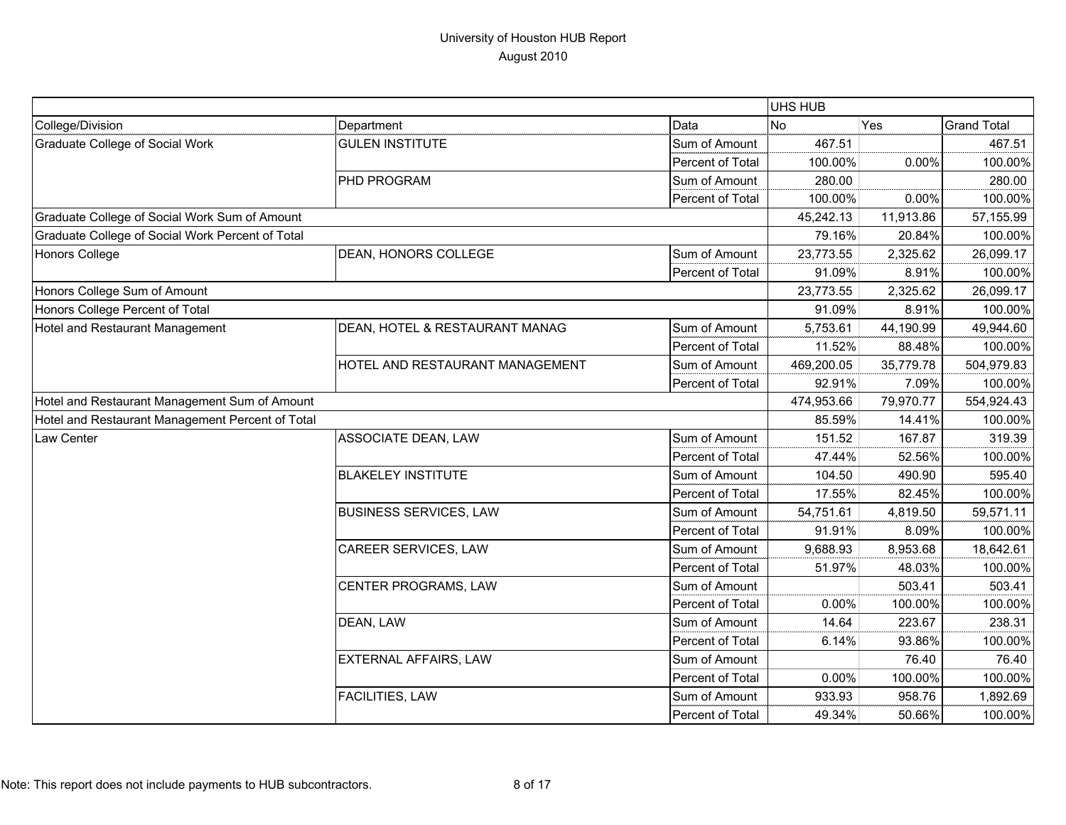# University of Houston HUB Report

August 2010

| | | | UHS HUB | | |
|---|---|---|---|---|---|
| College/Division | Department | Data | No | Yes | Grand Total |
| Graduate College of Social Work | GULEN INSTITUTE | Sum of Amount | 467.51 | | 467.51 |
| | | Percent of Total | 100.00% | 0.00% | 100.00% |
| | PHD PROGRAM | Sum of Amount | 280.00 | | 280.00 |
| | | Percent of Total | 100.00% | 0.00% | 100.00% |
| Graduate College of Social Work Sum of Amount | | | 45,242.13 | 11,913.86 | 57,155.99 |
| Graduate College of Social Work Percent of Total | | | 79.16% | 20.84% | 100.00% |
| Honors College | DEAN, HONORS COLLEGE | Sum of Amount | 23,773.55 | 2,325.62 | 26,099.17 |
| | | Percent of Total | 91.09% | 8.91% | 100.00% |
| Honors College Sum of Amount | | | 23,773.55 | 2,325.62 | 26,099.17 |
| Honors College Percent of Total | | | 91.09% | 8.91% | 100.00% |
| Hotel and Restaurant Management | DEAN, HOTEL & RESTAURANT MANAG | Sum of Amount | 5,753.61 | 44,190.99 | 49,944.60 |
| | | Percent of Total | 11.52% | 88.48% | 100.00% |
| | HOTEL AND RESTAURANT MANAGEMENT | Sum of Amount | 469,200.05 | 35,779.78 | 504,979.83 |
| | | Percent of Total | 92.91% | 7.09% | 100.00% |
| Hotel and Restaurant Management Sum of Amount | | | 474,953.66 | 79,970.77 | 554,924.43 |
| Hotel and Restaurant Management Percent of Total | | | 85.59% | 14.41% | 100.00% |
| Law Center | ASSOCIATE DEAN, LAW | Sum of Amount | 151.52 | 167.87 | 319.39 |
| | | Percent of Total | 47.44% | 52.56% | 100.00% |
| | BLAKELEY INSTITUTE | Sum of Amount | 104.50 | 490.90 | 595.40 |
| | | Percent of Total | 17.55% | 82.45% | 100.00% |
| | BUSINESS SERVICES, LAW | Sum of Amount | 54,751.61 | 4,819.50 | 59,571.11 |
| | | Percent of Total | 91.91% | 8.09% | 100.00% |
| | CAREER SERVICES, LAW | Sum of Amount | 9,688.93 | 8,953.68 | 18,642.61 |
| | | Percent of Total | 51.97% | 48.03% | 100.00% |
| | CENTER PROGRAMS, LAW | Sum of Amount | | 503.41 | 503.41 |
| | | Percent of Total | 0.00% | 100.00% | 100.00% |
| | DEAN, LAW | Sum of Amount | 14.64 | 223.67 | 238.31 |
| | | Percent of Total | 6.14% | 93.86% | 100.00% |
| | EXTERNAL AFFAIRS, LAW | Sum of Amount | | 76.40 | 76.40 |
| | | Percent of Total | 0.00% | 100.00% | 100.00% |
| | FACILITIES, LAW | Sum of Amount | 933.93 | 958.76 | 1,892.69 |
| | | Percent of Total | 49.34% | 50.66% | 100.00% |

Note: This report does not include payments to HUB subcontractors.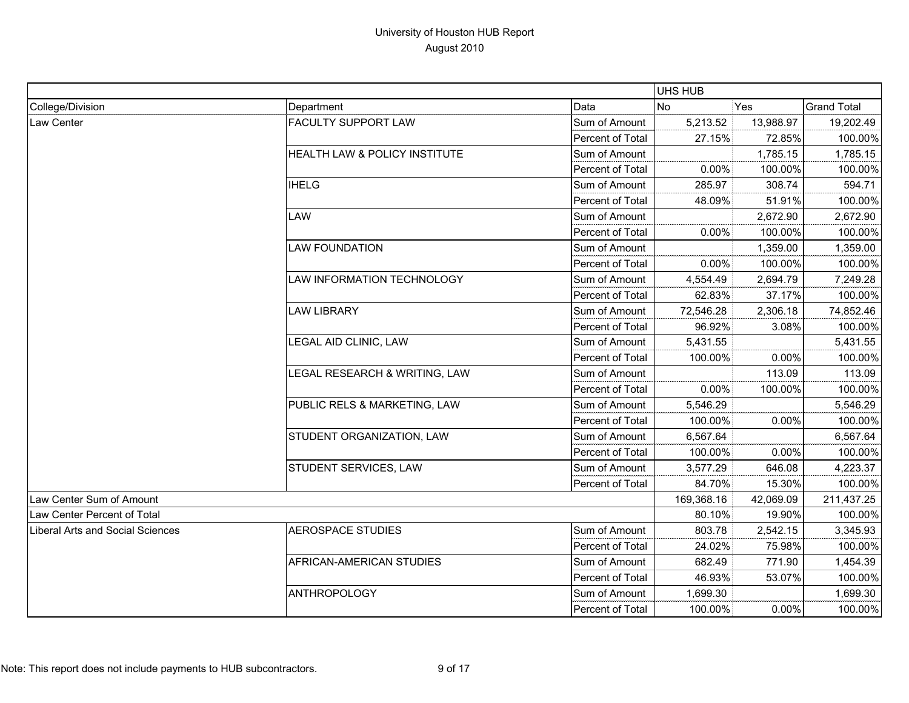# University of Houston HUB Report
August 2010

| | | | UHS HUB | | |
|---|---|---|---|---|---|
| College/Division | Department | Data | No | Yes | Grand Total |
| Law Center | FACULTY SUPPORT LAW | Sum of Amount | 5,213.52 | 13,988.97 | 19,202.49 |
| | | Percent of Total | 27.15% | 72.85% | 100.00% |
| | HEALTH LAW & POLICY INSTITUTE | Sum of Amount | | 1,785.15 | 1,785.15 |
| | | Percent of Total | 0.00% | 100.00% | 100.00% |
| | IHELG | Sum of Amount | 285.97 | 308.74 | 594.71 |
| | | Percent of Total | 48.09% | 51.91% | 100.00% |
| | LAW | Sum of Amount | | 2,672.90 | 2,672.90 |
| | | Percent of Total | 0.00% | 100.00% | 100.00% |
| | LAW FOUNDATION | Sum of Amount | | 1,359.00 | 1,359.00 |
| | | Percent of Total | 0.00% | 100.00% | 100.00% |
| | LAW INFORMATION TECHNOLOGY | Sum of Amount | 4,554.49 | 2,694.79 | 7,249.28 |
| | | Percent of Total | 62.83% | 37.17% | 100.00% |
| | LAW LIBRARY | Sum of Amount | 72,546.28 | 2,306.18 | 74,852.46 |
| | | Percent of Total | 96.92% | 3.08% | 100.00% |
| | LEGAL AID CLINIC, LAW | Sum of Amount | 5,431.55 | | 5,431.55 |
| | | Percent of Total | 100.00% | 0.00% | 100.00% |
| | LEGAL RESEARCH & WRITING, LAW | Sum of Amount | | 113.09 | 113.09 |
| | | Percent of Total | 0.00% | 100.00% | 100.00% |
| | PUBLIC RELS & MARKETING, LAW | Sum of Amount | 5,546.29 | | 5,546.29 |
| | | Percent of Total | 100.00% | 0.00% | 100.00% |
| | STUDENT ORGANIZATION, LAW | Sum of Amount | 6,567.64 | | 6,567.64 |
| | | Percent of Total | 100.00% | 0.00% | 100.00% |
| | STUDENT SERVICES, LAW | Sum of Amount | 3,577.29 | 646.08 | 4,223.37 |
| | | Percent of Total | 84.70% | 15.30% | 100.00% |
| Law Center Sum of Amount | | | 169,368.16 | 42,069.09 | 211,437.25 |
| Law Center Percent of Total | | | 80.10% | 19.90% | 100.00% |
| Liberal Arts and Social Sciences | AEROSPACE STUDIES | Sum of Amount | 803.78 | 2,542.15 | 3,345.93 |
| | | Percent of Total | 24.02% | 75.98% | 100.00% |
| | AFRICAN-AMERICAN STUDIES | Sum of Amount | 682.49 | 771.90 | 1,454.39 |
| | | Percent of Total | 46.93% | 53.07% | 100.00% |
| | ANTHROPOLOGY | Sum of Amount | 1,699.30 | | 1,699.30 |
| | | Percent of Total | 100.00% | 0.00% | 100.00% |

Note: This report does not include payments to HUB subcontractors.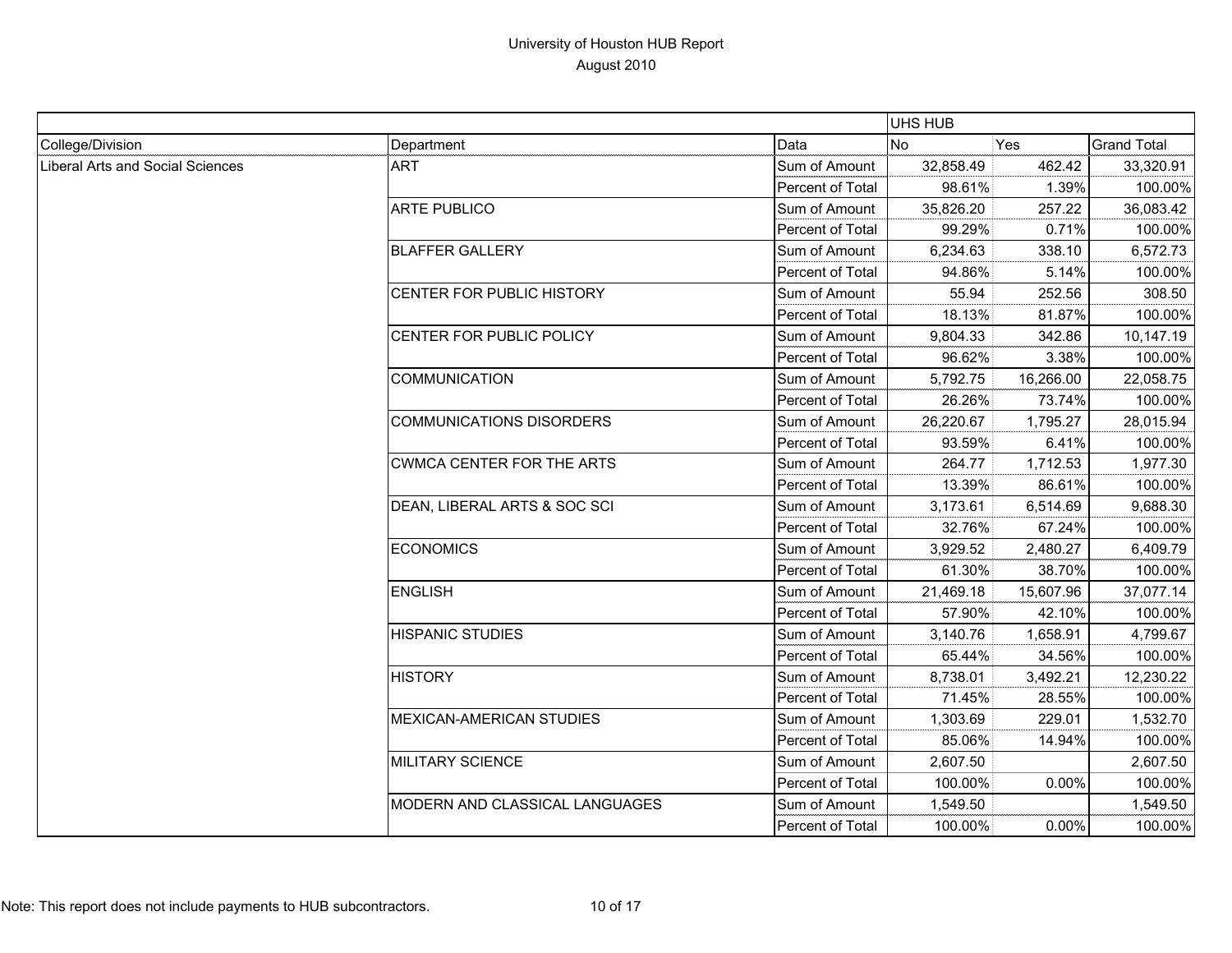University of Houston HUB Report
August 2010

| | | | UHS HUB | | |
|---|---|---|---|---|---|
| College/Division | Department | Data | No | Yes | Grand Total |
| Liberal Arts and Social Sciences | ART | Sum of Amount | 32,858.49 | 462.42 | 33,320.91 |
| | | Percent of Total | 98.61% | 1.39% | 100.00% |
| | ARTE PUBLICO | Sum of Amount | 35,826.20 | 257.22 | 36,083.42 |
| | | Percent of Total | 99.29% | 0.71% | 100.00% |
| | BLAFFER GALLERY | Sum of Amount | 6,234.63 | 338.10 | 6,572.73 |
| | | Percent of Total | 94.86% | 5.14% | 100.00% |
| | CENTER FOR PUBLIC HISTORY | Sum of Amount | 55.94 | 252.56 | 308.50 |
| | | Percent of Total | 18.13% | 81.87% | 100.00% |
| | CENTER FOR PUBLIC POLICY | Sum of Amount | 9,804.33 | 342.86 | 10,147.19 |
| | | Percent of Total | 96.62% | 3.38% | 100.00% |
| | COMMUNICATION | Sum of Amount | 5,792.75 | 16,266.00 | 22,058.75 |
| | | Percent of Total | 26.26% | 73.74% | 100.00% |
| | COMMUNICATIONS DISORDERS | Sum of Amount | 26,220.67 | 1,795.27 | 28,015.94 |
| | | Percent of Total | 93.59% | 6.41% | 100.00% |
| | CWMCA CENTER FOR THE ARTS | Sum of Amount | 264.77 | 1,712.53 | 1,977.30 |
| | | Percent of Total | 13.39% | 86.61% | 100.00% |
| | DEAN, LIBERAL ARTS & SOC SCI | Sum of Amount | 3,173.61 | 6,514.69 | 9,688.30 |
| | | Percent of Total | 32.76% | 67.24% | 100.00% |
| | ECONOMICS | Sum of Amount | 3,929.52 | 2,480.27 | 6,409.79 |
| | | Percent of Total | 61.30% | 38.70% | 100.00% |
| | ENGLISH | Sum of Amount | 21,469.18 | 15,607.96 | 37,077.14 |
| | | Percent of Total | 57.90% | 42.10% | 100.00% |
| | HISPANIC STUDIES | Sum of Amount | 3,140.76 | 1,658.91 | 4,799.67 |
| | | Percent of Total | 65.44% | 34.56% | 100.00% |
| | HISTORY | Sum of Amount | 8,738.01 | 3,492.21 | 12,230.22 |
| | | Percent of Total | 71.45% | 28.55% | 100.00% |
| | MEXICAN-AMERICAN STUDIES | Sum of Amount | 1,303.69 | 229.01 | 1,532.70 |
| | | Percent of Total | 85.06% | 14.94% | 100.00% |
| | MILITARY SCIENCE | Sum of Amount | 2,607.50 | | 2,607.50 |
| | | Percent of Total | 100.00% | 0.00% | 100.00% |
| | MODERN AND CLASSICAL LANGUAGES | Sum of Amount | 1,549.50 | | 1,549.50 |
| | | Percent of Total | 100.00% | 0.00% | 100.00% |

Note: This report does not include payments to HUB subcontractors.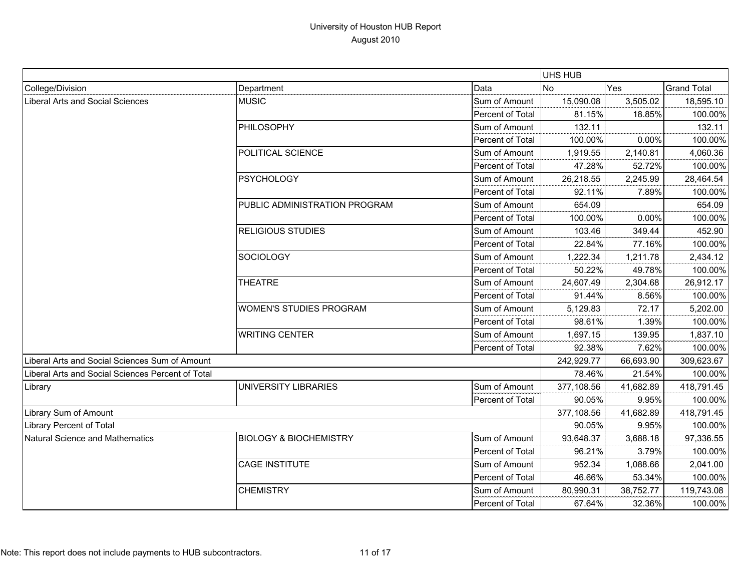# University of Houston HUB Report

August 2010

| | | | UHS HUB | | |
|---|---|---|---|---|---|
| College/Division | Department | Data | No | Yes | Grand Total |
| Liberal Arts and Social Sciences | MUSIC | Sum of Amount | 15,090.08 | 3,505.02 | 18,595.10 |
| | | Percent of Total | 81.15% | 18.85% | 100.00% |
| | PHILOSOPHY | Sum of Amount | 132.11 | | 132.11 |
| | | Percent of Total | 100.00% | 0.00% | 100.00% |
| | POLITICAL SCIENCE | Sum of Amount | 1,919.55 | 2,140.81 | 4,060.36 |
| | | Percent of Total | 47.28% | 52.72% | 100.00% |
| | PSYCHOLOGY | Sum of Amount | 26,218.55 | 2,245.99 | 28,464.54 |
| | | Percent of Total | 92.11% | 7.89% | 100.00% |
| | PUBLIC ADMINISTRATION PROGRAM | Sum of Amount | 654.09 | | 654.09 |
| | | Percent of Total | 100.00% | 0.00% | 100.00% |
| | RELIGIOUS STUDIES | Sum of Amount | 103.46 | 349.44 | 452.90 |
| | | Percent of Total | 22.84% | 77.16% | 100.00% |
| | SOCIOLOGY | Sum of Amount | 1,222.34 | 1,211.78 | 2,434.12 |
| | | Percent of Total | 50.22% | 49.78% | 100.00% |
| | THEATRE | Sum of Amount | 24,607.49 | 2,304.68 | 26,912.17 |
| | | Percent of Total | 91.44% | 8.56% | 100.00% |
| | WOMEN'S STUDIES PROGRAM | Sum of Amount | 5,129.83 | 72.17 | 5,202.00 |
| | | Percent of Total | 98.61% | 1.39% | 100.00% |
| | WRITING CENTER | Sum of Amount | 1,697.15 | 139.95 | 1,837.10 |
| | | Percent of Total | 92.38% | 7.62% | 100.00% |
| Liberal Arts and Social Sciences Sum of Amount | | | 242,929.77 | 66,693.90 | 309,623.67 |
| Liberal Arts and Social Sciences Percent of Total | | | 78.46% | 21.54% | 100.00% |
| Library | UNIVERSITY LIBRARIES | Sum of Amount | 377,108.56 | 41,682.89 | 418,791.45 |
| | | Percent of Total | 90.05% | 9.95% | 100.00% |
| Library Sum of Amount | | | 377,108.56 | 41,682.89 | 418,791.45 |
| Library Percent of Total | | | 90.05% | 9.95% | 100.00% |
| Natural Science and Mathematics | BIOLOGY & BIOCHEMISTRY | Sum of Amount | 93,648.37 | 3,688.18 | 97,336.55 |
| | | Percent of Total | 96.21% | 3.79% | 100.00% |
| | CAGE INSTITUTE | Sum of Amount | 952.34 | 1,088.66 | 2,041.00 |
| | | Percent of Total | 46.66% | 53.34% | 100.00% |
| | CHEMISTRY | Sum of Amount | 80,990.31 | 38,752.77 | 119,743.08 |
| | | Percent of Total | 67.64% | 32.36% | 100.00% |

Note: This report does not include payments to HUB subcontractors.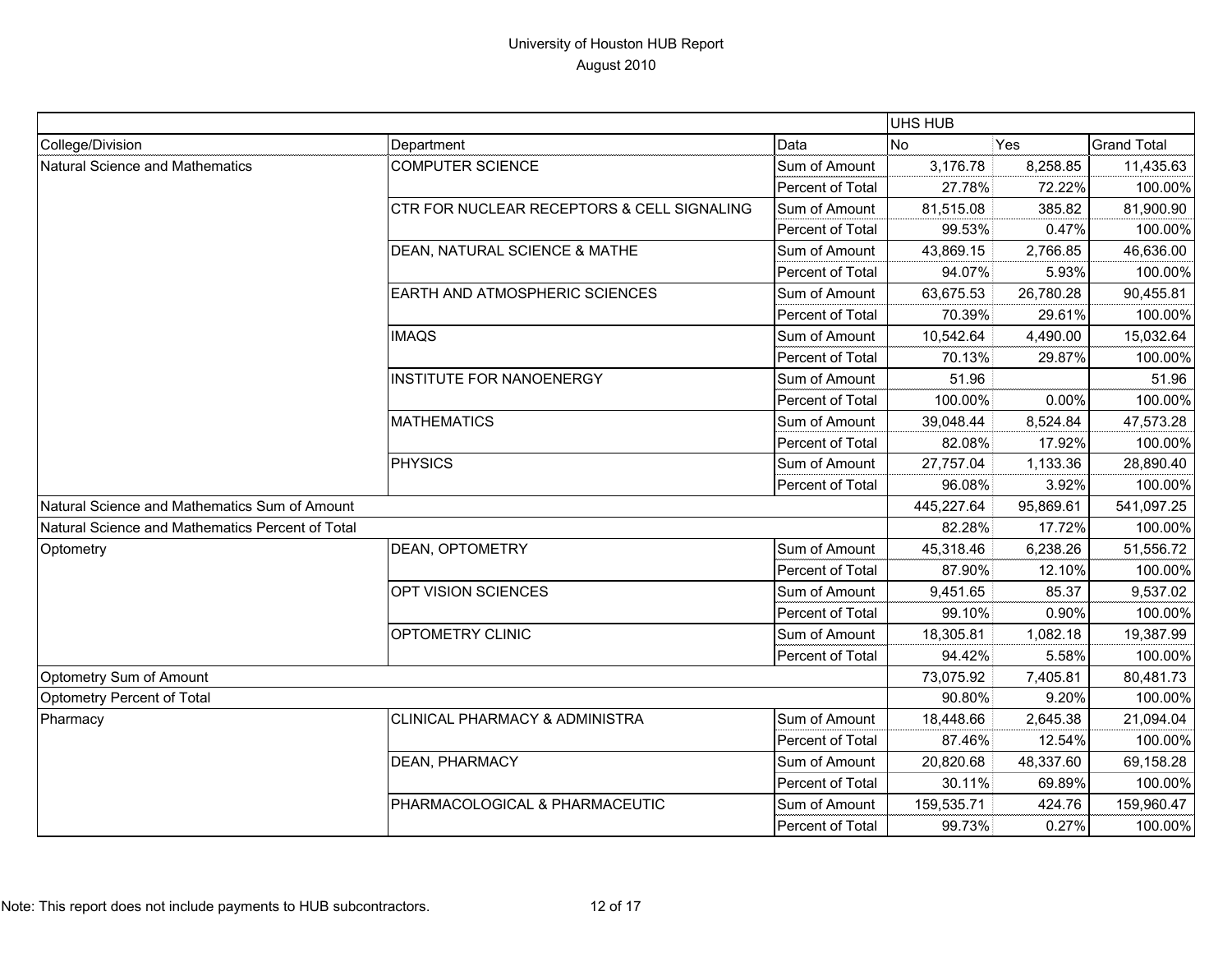# University of Houston HUB Report

August 2010

| | | | UHS HUB | | |
|---|---|---|---|---|---|
| College/Division | Department | Data | No | Yes | Grand Total |
| Natural Science and Mathematics | COMPUTER SCIENCE | Sum of Amount | 3,176.78 | 8,258.85 | 11,435.63 |
| | | Percent of Total | 27.78% | 72.22% | 100.00% |
| | CTR FOR NUCLEAR RECEPTORS & CELL SIGNALING | Sum of Amount | 81,515.08 | 385.82 | 81,900.90 |
| | | Percent of Total | 99.53% | 0.47% | 100.00% |
| | DEAN, NATURAL SCIENCE & MATHE | Sum of Amount | 43,869.15 | 2,766.85 | 46,636.00 |
| | | Percent of Total | 94.07% | 5.93% | 100.00% |
| | EARTH AND ATMOSPHERIC SCIENCES | Sum of Amount | 63,675.53 | 26,780.28 | 90,455.81 |
| | | Percent of Total | 70.39% | 29.61% | 100.00% |
| | IMAQS | Sum of Amount | 10,542.64 | 4,490.00 | 15,032.64 |
| | | Percent of Total | 70.13% | 29.87% | 100.00% |
| | INSTITUTE FOR NANOENERGY | Sum of Amount | 51.96 | | 51.96 |
| | | Percent of Total | 100.00% | 0.00% | 100.00% |
| | MATHEMATICS | Sum of Amount | 39,048.44 | 8,524.84 | 47,573.28 |
| | | Percent of Total | 82.08% | 17.92% | 100.00% |
| | PHYSICS | Sum of Amount | 27,757.04 | 1,133.36 | 28,890.40 |
| | | Percent of Total | 96.08% | 3.92% | 100.00% |
| Natural Science and Mathematics Sum of Amount | | | 445,227.64 | 95,869.61 | 541,097.25 |
| Natural Science and Mathematics Percent of Total | | | 82.28% | 17.72% | 100.00% |
| Optometry | DEAN, OPTOMETRY | Sum of Amount | 45,318.46 | 6,238.26 | 51,556.72 |
| | | Percent of Total | 87.90% | 12.10% | 100.00% |
| | OPT VISION SCIENCES | Sum of Amount | 9,451.65 | 85.37 | 9,537.02 |
| | | Percent of Total | 99.10% | 0.90% | 100.00% |
| | OPTOMETRY CLINIC | Sum of Amount | 18,305.81 | 1,082.18 | 19,387.99 |
| | | Percent of Total | 94.42% | 5.58% | 100.00% |
| Optometry Sum of Amount | | | 73,075.92 | 7,405.81 | 80,481.73 |
| Optometry Percent of Total | | | 90.80% | 9.20% | 100.00% |
| Pharmacy | CLINICAL PHARMACY & ADMINISTRA | Sum of Amount | 18,448.66 | 2,645.38 | 21,094.04 |
| | | Percent of Total | 87.46% | 12.54% | 100.00% |
| | DEAN, PHARMACY | Sum of Amount | 20,820.68 | 48,337.60 | 69,158.28 |
| | | Percent of Total | 30.11% | 69.89% | 100.00% |
| | PHARMACOLOGICAL & PHARMACEUTIC | Sum of Amount | 159,535.71 | 424.76 | 159,960.47 |
| | | Percent of Total | 99.73% | 0.27% | 100.00% |

Note: This report does not include payments to HUB subcontractors.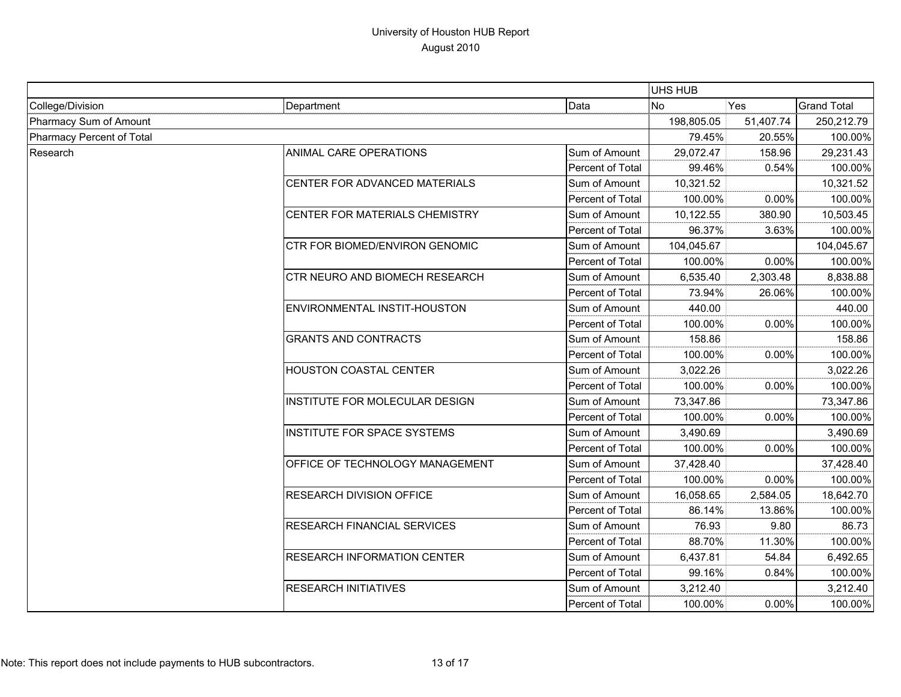# University of Houston HUB Report
August 2010

| | | | UHS HUB | | |
|---|---|---|---|---|---|
| College/Division | Department | Data | No | Yes | Grand Total |
| Pharmacy Sum of Amount | | | 198,805.05 | 51,407.74 | 250,212.79 |
| Pharmacy Percent of Total | | | 79.45% | 20.55% | 100.00% |
| Research | ANIMAL CARE OPERATIONS | Sum of Amount | 29,072.47 | 158.96 | 29,231.43 |
| | | Percent of Total | 99.46% | 0.54% | 100.00% |
| | CENTER FOR ADVANCED MATERIALS | Sum of Amount | 10,321.52 | | 10,321.52 |
| | | Percent of Total | 100.00% | 0.00% | 100.00% |
| | CENTER FOR MATERIALS CHEMISTRY | Sum of Amount | 10,122.55 | 380.90 | 10,503.45 |
| | | Percent of Total | 96.37% | 3.63% | 100.00% |
| | CTR FOR BIOMED/ENVIRON GENOMIC | Sum of Amount | 104,045.67 | | 104,045.67 |
| | | Percent of Total | 100.00% | 0.00% | 100.00% |
| | CTR NEURO AND BIOMECH RESEARCH | Sum of Amount | 6,535.40 | 2,303.48 | 8,838.88 |
| | | Percent of Total | 73.94% | 26.06% | 100.00% |
| | ENVIRONMENTAL INSTIT-HOUSTON | Sum of Amount | 440.00 | | 440.00 |
| | | Percent of Total | 100.00% | 0.00% | 100.00% |
| | GRANTS AND CONTRACTS | Sum of Amount | 158.86 | | 158.86 |
| | | Percent of Total | 100.00% | 0.00% | 100.00% |
| | HOUSTON COASTAL CENTER | Sum of Amount | 3,022.26 | | 3,022.26 |
| | | Percent of Total | 100.00% | 0.00% | 100.00% |
| | INSTITUTE FOR MOLECULAR DESIGN | Sum of Amount | 73,347.86 | | 73,347.86 |
| | | Percent of Total | 100.00% | 0.00% | 100.00% |
| | INSTITUTE FOR SPACE SYSTEMS | Sum of Amount | 3,490.69 | | 3,490.69 |
| | | Percent of Total | 100.00% | 0.00% | 100.00% |
| | OFFICE OF TECHNOLOGY MANAGEMENT | Sum of Amount | 37,428.40 | | 37,428.40 |
| | | Percent of Total | 100.00% | 0.00% | 100.00% |
| | RESEARCH DIVISION OFFICE | Sum of Amount | 16,058.65 | 2,584.05 | 18,642.70 |
| | | Percent of Total | 86.14% | 13.86% | 100.00% |
| | RESEARCH FINANCIAL SERVICES | Sum of Amount | 76.93 | 9.80 | 86.73 |
| | | Percent of Total | 88.70% | 11.30% | 100.00% |
| | RESEARCH INFORMATION CENTER | Sum of Amount | 6,437.81 | 54.84 | 6,492.65 |
| | | Percent of Total | 99.16% | 0.84% | 100.00% |
| | RESEARCH INITIATIVES | Sum of Amount | 3,212.40 | | 3,212.40 |
| | | Percent of Total | 100.00% | 0.00% | 100.00% |

Note: This report does not include payments to HUB subcontractors.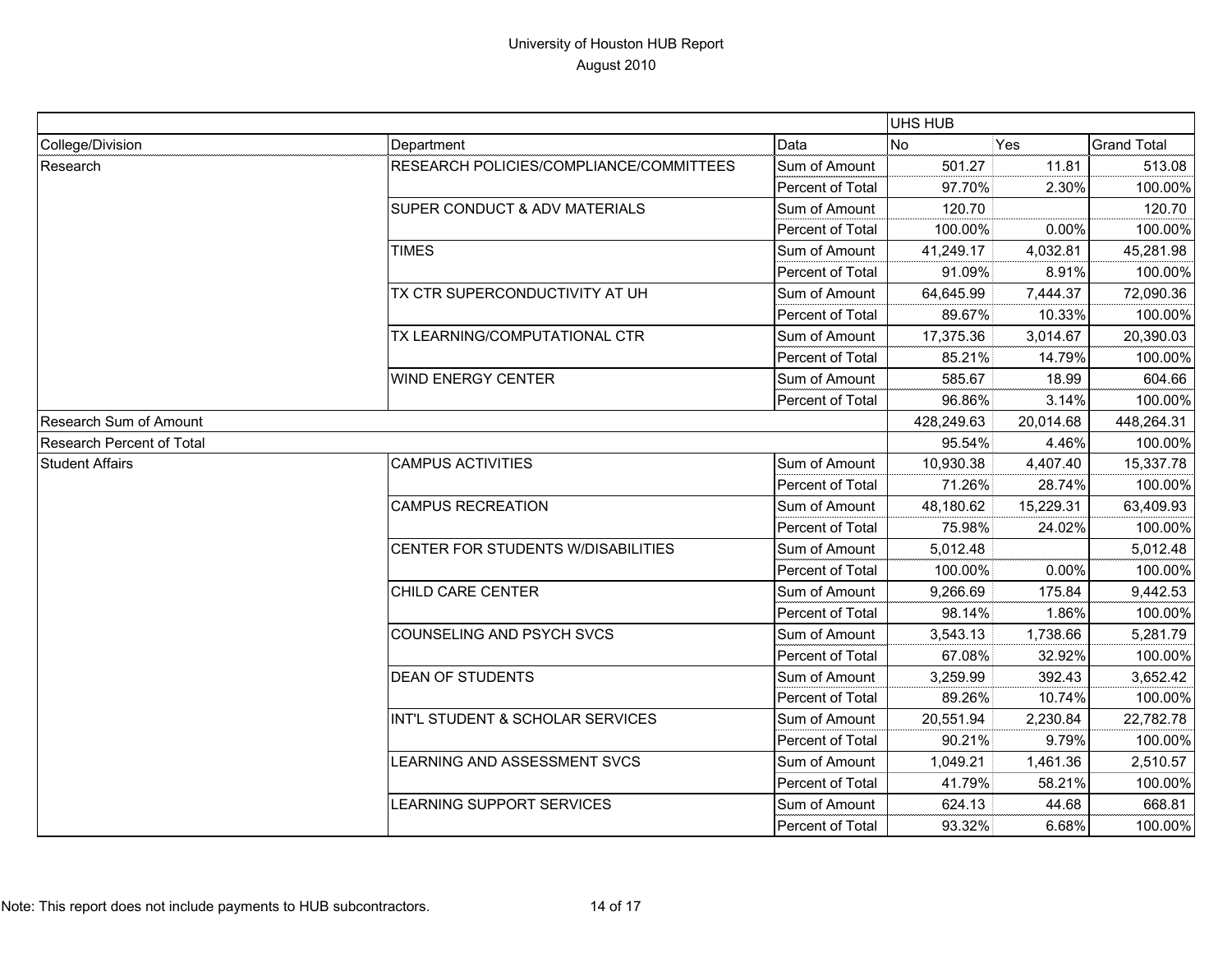# University of Houston HUB Report
## August 2010

| | | | UHS HUB | | |
|---|---|---|---|---|---|
| College/Division | Department | Data | No | Yes | Grand Total |
| Research | RESEARCH POLICIES/COMPLIANCE/COMMITTEES | Sum of Amount | 501.27 | 11.81 | 513.08 |
| | | Percent of Total | 97.70% | 2.30% | 100.00% |
| | SUPER CONDUCT & ADV MATERIALS | Sum of Amount | 120.70 | | 120.70 |
| | | Percent of Total | 100.00% | 0.00% | 100.00% |
| | TIMES | Sum of Amount | 41,249.17 | 4,032.81 | 45,281.98 |
| | | Percent of Total | 91.09% | 8.91% | 100.00% |
| | TX CTR SUPERCONDUCTIVITY AT UH | Sum of Amount | 64,645.99 | 7,444.37 | 72,090.36 |
| | | Percent of Total | 89.67% | 10.33% | 100.00% |
| | TX LEARNING/COMPUTATIONAL CTR | Sum of Amount | 17,375.36 | 3,014.67 | 20,390.03 |
| | | Percent of Total | 85.21% | 14.79% | 100.00% |
| | WIND ENERGY CENTER | Sum of Amount | 585.67 | 18.99 | 604.66 |
| | | Percent of Total | 96.86% | 3.14% | 100.00% |
| Research Sum of Amount | | | 428,249.63 | 20,014.68 | 448,264.31 |
| Research Percent of Total | | | 95.54% | 4.46% | 100.00% |
| Student Affairs | CAMPUS ACTIVITIES | Sum of Amount | 10,930.38 | 4,407.40 | 15,337.78 |
| | | Percent of Total | 71.26% | 28.74% | 100.00% |
| | CAMPUS RECREATION | Sum of Amount | 48,180.62 | 15,229.31 | 63,409.93 |
| | | Percent of Total | 75.98% | 24.02% | 100.00% |
| | CENTER FOR STUDENTS W/DISABILITIES | Sum of Amount | 5,012.48 | | 5,012.48 |
| | | Percent of Total | 100.00% | 0.00% | 100.00% |
| | CHILD CARE CENTER | Sum of Amount | 9,266.69 | 175.84 | 9,442.53 |
| | | Percent of Total | 98.14% | 1.86% | 100.00% |
| | COUNSELING AND PSYCH SVCS | Sum of Amount | 3,543.13 | 1,738.66 | 5,281.79 |
| | | Percent of Total | 67.08% | 32.92% | 100.00% |
| | DEAN OF STUDENTS | Sum of Amount | 3,259.99 | 392.43 | 3,652.42 |
| | | Percent of Total | 89.26% | 10.74% | 100.00% |
| | INT'L STUDENT & SCHOLAR SERVICES | Sum of Amount | 20,551.94 | 2,230.84 | 22,782.78 |
| | | Percent of Total | 90.21% | 9.79% | 100.00% |
| | LEARNING AND ASSESSMENT SVCS | Sum of Amount | 1,049.21 | 1,461.36 | 2,510.57 |
| | | Percent of Total | 41.79% | 58.21% | 100.00% |
| | LEARNING SUPPORT SERVICES | Sum of Amount | 624.13 | 44.68 | 668.81 |
| | | Percent of Total | 93.32% | 6.68% | 100.00% |

Note: This report does not include payments to HUB subcontractors.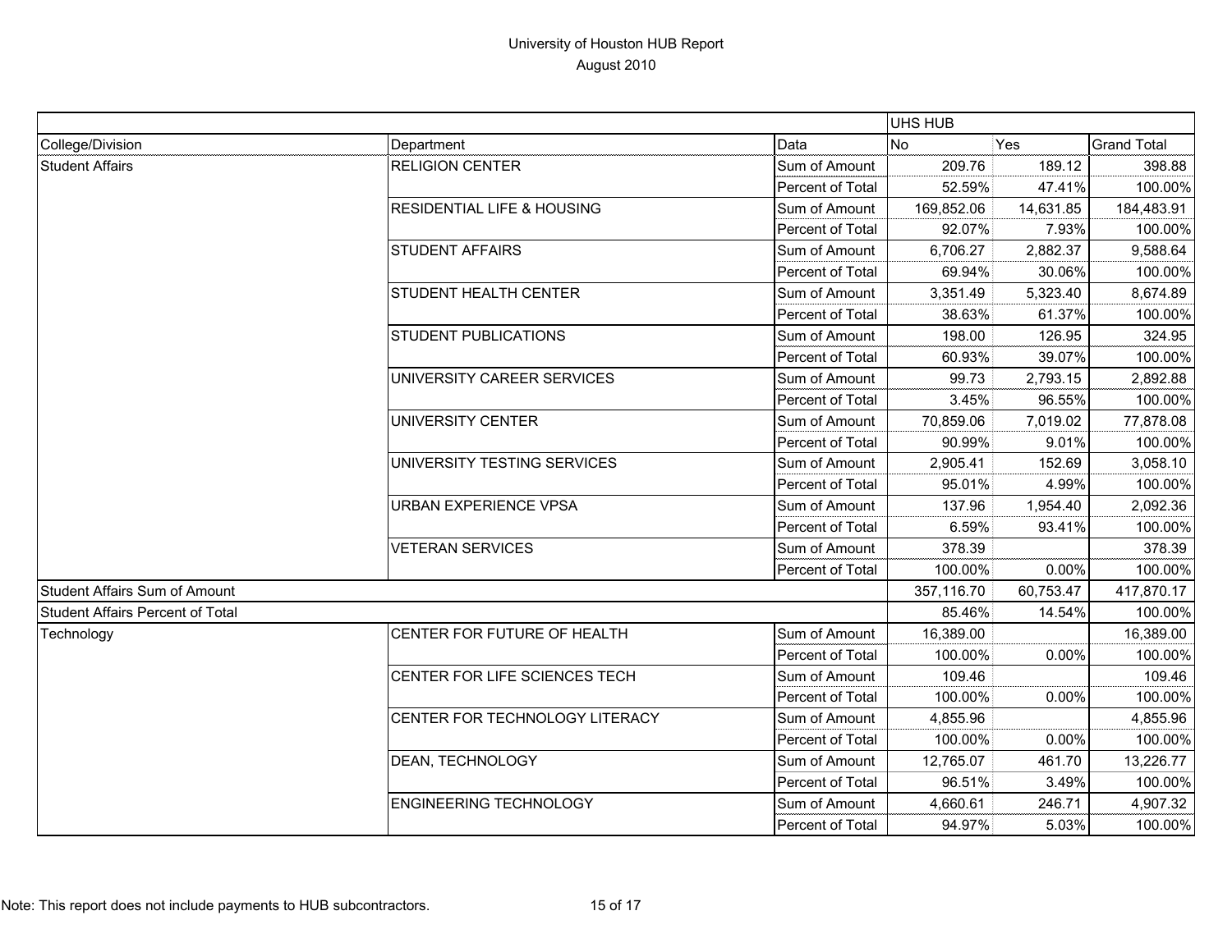University of Houston HUB Report
August 2010

| | | | UHS HUB | | |
|---|---|---|---|---|---|
| College/Division | Department | Data | No | Yes | Grand Total |
| Student Affairs | RELIGION CENTER | Sum of Amount | 209.76 | 189.12 | 398.88 |
| | | Percent of Total | 52.59% | 47.41% | 100.00% |
| | RESIDENTIAL LIFE & HOUSING | Sum of Amount | 169,852.06 | 14,631.85 | 184,483.91 |
| | | Percent of Total | 92.07% | 7.93% | 100.00% |
| | STUDENT AFFAIRS | Sum of Amount | 6,706.27 | 2,882.37 | 9,588.64 |
| | | Percent of Total | 69.94% | 30.06% | 100.00% |
| | STUDENT HEALTH CENTER | Sum of Amount | 3,351.49 | 5,323.40 | 8,674.89 |
| | | Percent of Total | 38.63% | 61.37% | 100.00% |
| | STUDENT PUBLICATIONS | Sum of Amount | 198.00 | 126.95 | 324.95 |
| | | Percent of Total | 60.93% | 39.07% | 100.00% |
| | UNIVERSITY CAREER SERVICES | Sum of Amount | 99.73 | 2,793.15 | 2,892.88 |
| | | Percent of Total | 3.45% | 96.55% | 100.00% |
| | UNIVERSITY CENTER | Sum of Amount | 70,859.06 | 7,019.02 | 77,878.08 |
| | | Percent of Total | 90.99% | 9.01% | 100.00% |
| | UNIVERSITY TESTING SERVICES | Sum of Amount | 2,905.41 | 152.69 | 3,058.10 |
| | | Percent of Total | 95.01% | 4.99% | 100.00% |
| | URBAN EXPERIENCE VPSA | Sum of Amount | 137.96 | 1,954.40 | 2,092.36 |
| | | Percent of Total | 6.59% | 93.41% | 100.00% |
| | VETERAN SERVICES | Sum of Amount | 378.39 | | 378.39 |
| | | Percent of Total | 100.00% | 0.00% | 100.00% |
| Student Affairs Sum of Amount | | | 357,116.70 | 60,753.47 | 417,870.17 |
| Student Affairs Percent of Total | | | 85.46% | 14.54% | 100.00% |
| Technology | CENTER FOR FUTURE OF HEALTH | Sum of Amount | 16,389.00 | | 16,389.00 |
| | | Percent of Total | 100.00% | 0.00% | 100.00% |
| | CENTER FOR LIFE SCIENCES TECH | Sum of Amount | 109.46 | | 109.46 |
| | | Percent of Total | 100.00% | 0.00% | 100.00% |
| | CENTER FOR TECHNOLOGY LITERACY | Sum of Amount | 4,855.96 | | 4,855.96 |
| | | Percent of Total | 100.00% | 0.00% | 100.00% |
| | DEAN, TECHNOLOGY | Sum of Amount | 12,765.07 | 461.70 | 13,226.77 |
| | | Percent of Total | 96.51% | 3.49% | 100.00% |
| | ENGINEERING TECHNOLOGY | Sum of Amount | 4,660.61 | 246.71 | 4,907.32 |
| | | Percent of Total | 94.97% | 5.03% | 100.00% |

Note: This report does not include payments to HUB subcontractors.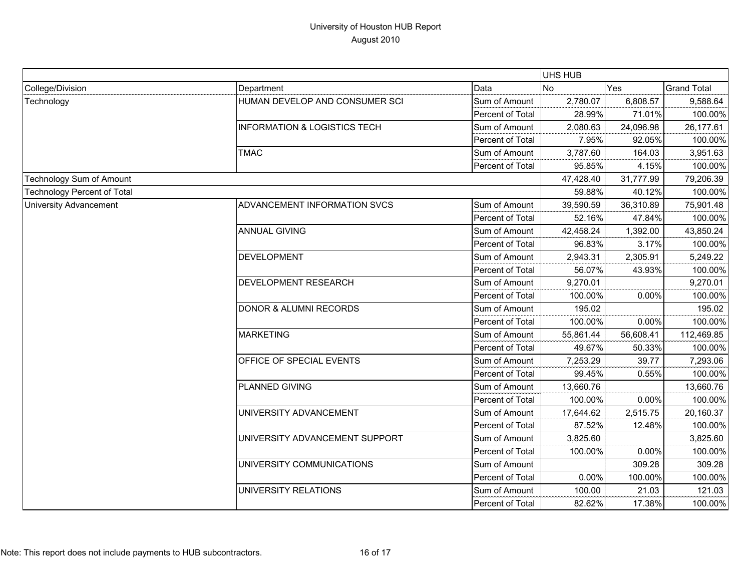# University of Houston HUB Report

August 2010

| | | | UHS HUB | | |
|---|---|---|---|---|---|
| College/Division | Department | Data | No | Yes | Grand Total |
| Technology | HUMAN DEVELOP AND CONSUMER SCI | Sum of Amount | 2,780.07 | 6,808.57 | 9,588.64 |
| | | Percent of Total | 28.99% | 71.01% | 100.00% |
| | INFORMATION & LOGISTICS TECH | Sum of Amount | 2,080.63 | 24,096.98 | 26,177.61 |
| | | Percent of Total | 7.95% | 92.05% | 100.00% |
| | TMAC | Sum of Amount | 3,787.60 | 164.03 | 3,951.63 |
| | | Percent of Total | 95.85% | 4.15% | 100.00% |
| Technology Sum of Amount | | | 47,428.40 | 31,777.99 | 79,206.39 |
| Technology Percent of Total | | | 59.88% | 40.12% | 100.00% |
| University Advancement | ADVANCEMENT INFORMATION SVCS | Sum of Amount | 39,590.59 | 36,310.89 | 75,901.48 |
| | | Percent of Total | 52.16% | 47.84% | 100.00% |
| | ANNUAL GIVING | Sum of Amount | 42,458.24 | 1,392.00 | 43,850.24 |
| | | Percent of Total | 96.83% | 3.17% | 100.00% |
| | DEVELOPMENT | Sum of Amount | 2,943.31 | 2,305.91 | 5,249.22 |
| | | Percent of Total | 56.07% | 43.93% | 100.00% |
| | DEVELOPMENT RESEARCH | Sum of Amount | 9,270.01 | | 9,270.01 |
| | | Percent of Total | 100.00% | 0.00% | 100.00% |
| | DONOR & ALUMNI RECORDS | Sum of Amount | 195.02 | | 195.02 |
| | | Percent of Total | 100.00% | 0.00% | 100.00% |
| | MARKETING | Sum of Amount | 55,861.44 | 56,608.41 | 112,469.85 |
| | | Percent of Total | 49.67% | 50.33% | 100.00% |
| | OFFICE OF SPECIAL EVENTS | Sum of Amount | 7,253.29 | 39.77 | 7,293.06 |
| | | Percent of Total | 99.45% | 0.55% | 100.00% |
| | PLANNED GIVING | Sum of Amount | 13,660.76 | | 13,660.76 |
| | | Percent of Total | 100.00% | 0.00% | 100.00% |
| | UNIVERSITY ADVANCEMENT | Sum of Amount | 17,644.62 | 2,515.75 | 20,160.37 |
| | | Percent of Total | 87.52% | 12.48% | 100.00% |
| | UNIVERSITY ADVANCEMENT SUPPORT | Sum of Amount | 3,825.60 | | 3,825.60 |
| | | Percent of Total | 100.00% | 0.00% | 100.00% |
| | UNIVERSITY COMMUNICATIONS | Sum of Amount | | 309.28 | 309.28 |
| | | Percent of Total | 0.00% | 100.00% | 100.00% |
| | UNIVERSITY RELATIONS | Sum of Amount | 100.00 | 21.03 | 121.03 |
| | | Percent of Total | 82.62% | 17.38% | 100.00% |

Note: This report does not include payments to HUB subcontractors.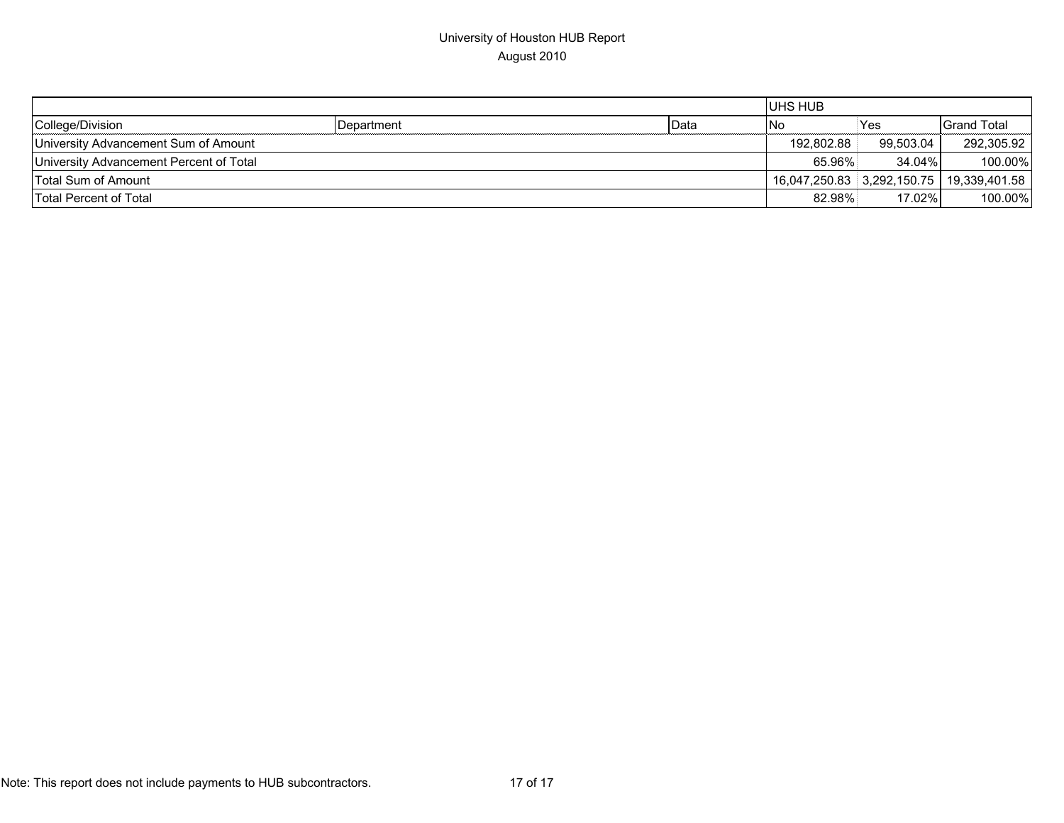University of Houston HUB Report
August 2010

| | | | UHS HUB | | |
|---|---|---|---|---|---|
| College/Division | Department | Data | No | Yes | Grand Total |
| University Advancement Sum of Amount | | | 192,802.88 | 99,503.04 | 292,305.92 |
| University Advancement Percent of Total | | | 65.96% | 34.04% | 100.00% |
| Total Sum of Amount | | | 16,047,250.83 | 3,292,150.75 | 19,339,401.58 |
| Total Percent of Total | | | 82.98% | 17.02% | 100.00% |

Note: This report does not include payments to HUB subcontractors.